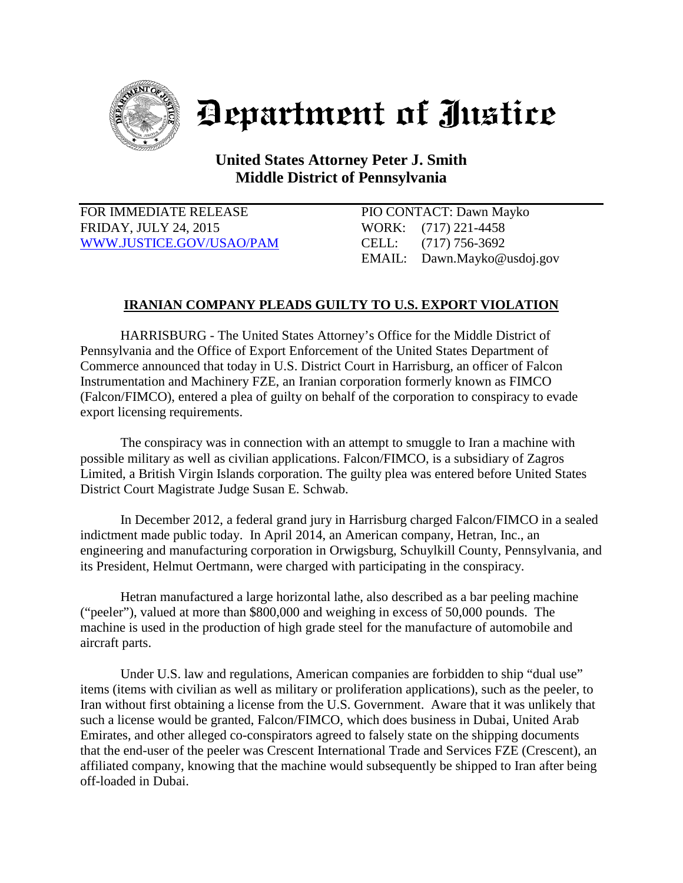# Department of Justice

**United States Attorney Peter J. Smith**
**Middle District of Pennsylvania**

FOR IMMEDIATE RELEASE
FRIDAY, JULY 24, 2015
WWW.JUSTICE.GOV/USAO/PAM

PIO CONTACT: Dawn Mayko
WORK: (717) 221-4458
CELL: (717) 756-3692
EMAIL: Dawn.Mayko@usdoj.gov

## IRANIAN COMPANY PLEADS GUILTY TO U.S. EXPORT VIOLATION

HARRISBURG - The United States Attorney's Office for the Middle District of Pennsylvania and the Office of Export Enforcement of the United States Department of Commerce announced that today in U.S. District Court in Harrisburg, an officer of Falcon Instrumentation and Machinery FZE, an Iranian corporation formerly known as FIMCO (Falcon/FIMCO), entered a plea of guilty on behalf of the corporation to conspiracy to evade export licensing requirements.

The conspiracy was in connection with an attempt to smuggle to Iran a machine with possible military as well as civilian applications. Falcon/FIMCO, is a subsidiary of Zagros Limited, a British Virgin Islands corporation. The guilty plea was entered before United States District Court Magistrate Judge Susan E. Schwab.

In December 2012, a federal grand jury in Harrisburg charged Falcon/FIMCO in a sealed indictment made public today. In April 2014, an American company, Hetran, Inc., an engineering and manufacturing corporation in Orwigsburg, Schuylkill County, Pennsylvania, and its President, Helmut Oertmann, were charged with participating in the conspiracy.

Hetran manufactured a large horizontal lathe, also described as a bar peeling machine ("peeler"), valued at more than $800,000 and weighing in excess of 50,000 pounds. The machine is used in the production of high grade steel for the manufacture of automobile and aircraft parts.

Under U.S. law and regulations, American companies are forbidden to ship "dual use" items (items with civilian as well as military or proliferation applications), such as the peeler, to Iran without first obtaining a license from the U.S. Government. Aware that it was unlikely that such a license would be granted, Falcon/FIMCO, which does business in Dubai, United Arab Emirates, and other alleged co-conspirators agreed to falsely state on the shipping documents that the end-user of the peeler was Crescent International Trade and Services FZE (Crescent), an affiliated company, knowing that the machine would subsequently be shipped to Iran after being off-loaded in Dubai.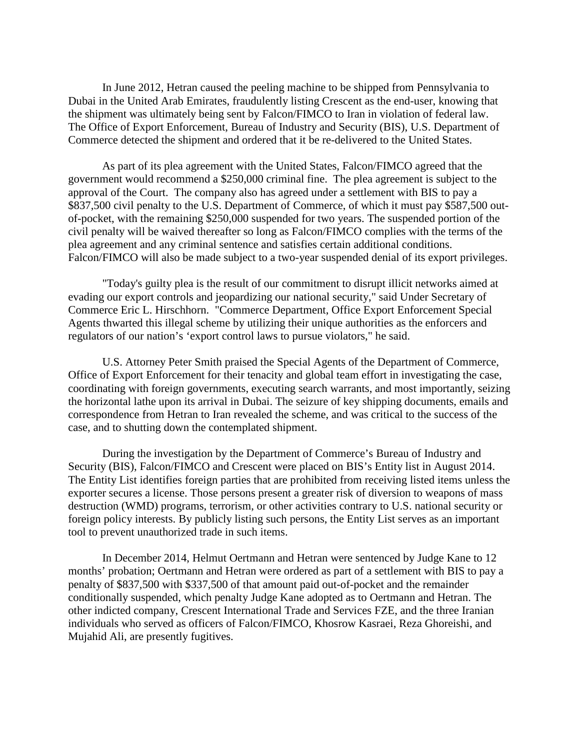In June 2012, Hetran caused the peeling machine to be shipped from Pennsylvania to Dubai in the United Arab Emirates, fraudulently listing Crescent as the end-user, knowing that the shipment was ultimately being sent by Falcon/FIMCO to Iran in violation of federal law. The Office of Export Enforcement, Bureau of Industry and Security (BIS), U.S. Department of Commerce detected the shipment and ordered that it be re-delivered to the United States.

As part of its plea agreement with the United States, Falcon/FIMCO agreed that the government would recommend a $250,000 criminal fine. The plea agreement is subject to the approval of the Court. The company also has agreed under a settlement with BIS to pay a $837,500 civil penalty to the U.S. Department of Commerce, of which it must pay $587,500 out-of-pocket, with the remaining $250,000 suspended for two years. The suspended portion of the civil penalty will be waived thereafter so long as Falcon/FIMCO complies with the terms of the plea agreement and any criminal sentence and satisfies certain additional conditions. Falcon/FIMCO will also be made subject to a two-year suspended denial of its export privileges.

"Today's guilty plea is the result of our commitment to disrupt illicit networks aimed at evading our export controls and jeopardizing our national security," said Under Secretary of Commerce Eric L. Hirschhorn. "Commerce Department, Office Export Enforcement Special Agents thwarted this illegal scheme by utilizing their unique authorities as the enforcers and regulators of our nation's 'export control laws to pursue violators," he said.

U.S. Attorney Peter Smith praised the Special Agents of the Department of Commerce, Office of Export Enforcement for their tenacity and global team effort in investigating the case, coordinating with foreign governments, executing search warrants, and most importantly, seizing the horizontal lathe upon its arrival in Dubai. The seizure of key shipping documents, emails and correspondence from Hetran to Iran revealed the scheme, and was critical to the success of the case, and to shutting down the contemplated shipment.

During the investigation by the Department of Commerce's Bureau of Industry and Security (BIS), Falcon/FIMCO and Crescent were placed on BIS's Entity list in August 2014. The Entity List identifies foreign parties that are prohibited from receiving listed items unless the exporter secures a license. Those persons present a greater risk of diversion to weapons of mass destruction (WMD) programs, terrorism, or other activities contrary to U.S. national security or foreign policy interests. By publicly listing such persons, the Entity List serves as an important tool to prevent unauthorized trade in such items.

In December 2014, Helmut Oertmann and Hetran were sentenced by Judge Kane to 12 months' probation; Oertmann and Hetran were ordered as part of a settlement with BIS to pay a penalty of $837,500 with $337,500 of that amount paid out-of-pocket and the remainder conditionally suspended, which penalty Judge Kane adopted as to Oertmann and Hetran. The other indicted company, Crescent International Trade and Services FZE, and the three Iranian individuals who served as officers of Falcon/FIMCO, Khosrow Kasraei, Reza Ghoreishi, and Mujahid Ali, are presently fugitives.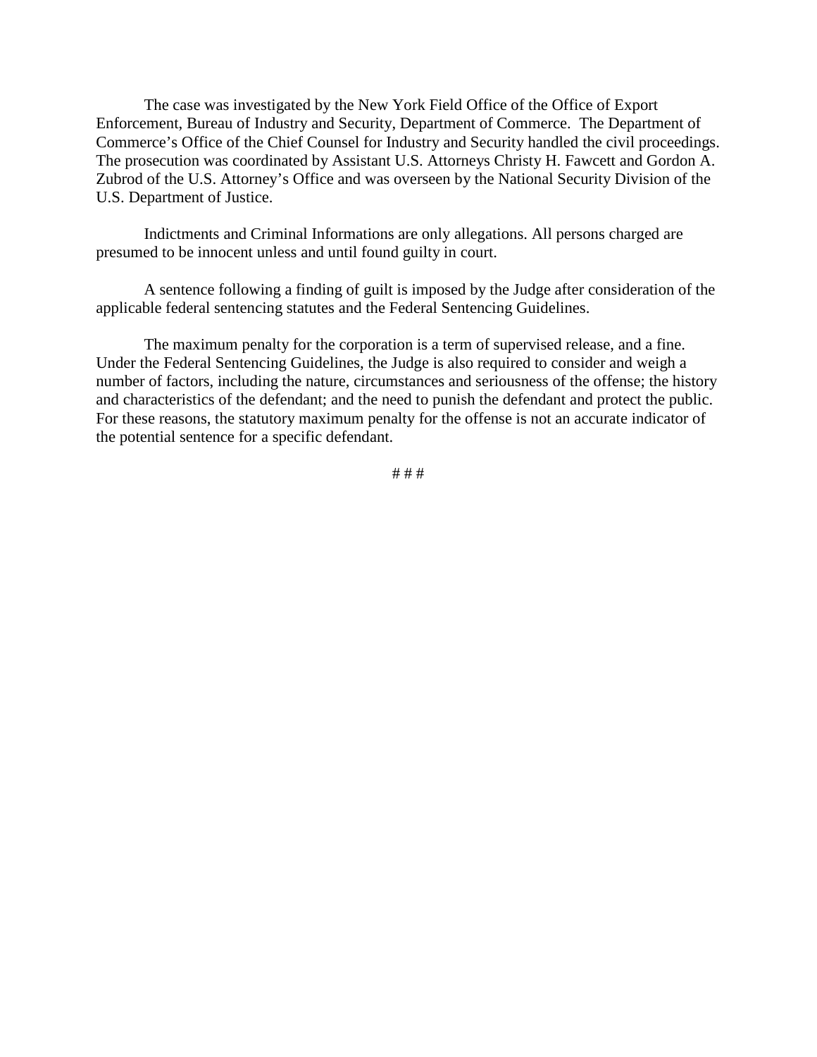The case was investigated by the New York Field Office of the Office of Export Enforcement, Bureau of Industry and Security, Department of Commerce. The Department of Commerce's Office of the Chief Counsel for Industry and Security handled the civil proceedings. The prosecution was coordinated by Assistant U.S. Attorneys Christy H. Fawcett and Gordon A. Zubrod of the U.S. Attorney's Office and was overseen by the National Security Division of the U.S. Department of Justice.

Indictments and Criminal Informations are only allegations. All persons charged are presumed to be innocent unless and until found guilty in court.

A sentence following a finding of guilt is imposed by the Judge after consideration of the applicable federal sentencing statutes and the Federal Sentencing Guidelines.

The maximum penalty for the corporation is a term of supervised release, and a fine. Under the Federal Sentencing Guidelines, the Judge is also required to consider and weigh a number of factors, including the nature, circumstances and seriousness of the offense; the history and characteristics of the defendant; and the need to punish the defendant and protect the public. For these reasons, the statutory maximum penalty for the offense is not an accurate indicator of the potential sentence for a specific defendant.

# # #